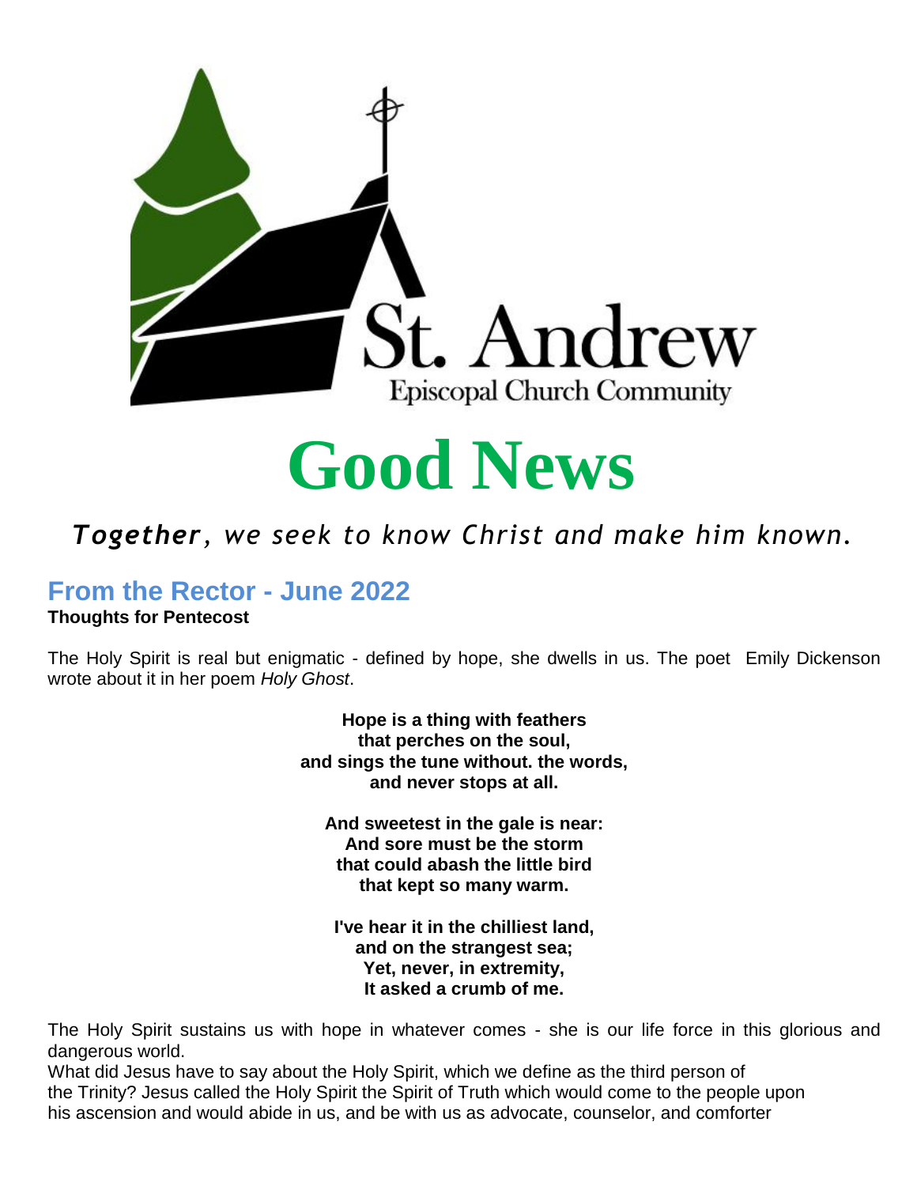St. Andrew

Episcopal Church Community

# Good News

***Together**, we seek to know Christ and make him known.*

## From the Rector - June 2022

**Thoughts for Pentecost**

The Holy Spirit is real but enigmatic - defined by hope, she dwells in us. The poet Emily Dickenson wrote about it in her poem *Holy Ghost*.

**Hope is a thing with feathers**
**that perches on the soul,**
**and sings the tune without. the words,**
**and never stops at all.**

**And sweetest in the gale is near:**
**And sore must be the storm**
**that could abash the little bird**
**that kept so many warm.**

**I've hear it in the chilliest land,**
**and on the strangest sea;**
**Yet, never, in extremity,**
**It asked a crumb of me.**

The Holy Spirit sustains us with hope in whatever comes - she is our life force in this glorious and dangerous world.

What did Jesus have to say about the Holy Spirit, which we define as the third person of the Trinity? Jesus called the Holy Spirit the Spirit of Truth which would come to the people upon his ascension and would abide in us, and be with us as advocate, counselor, and comforter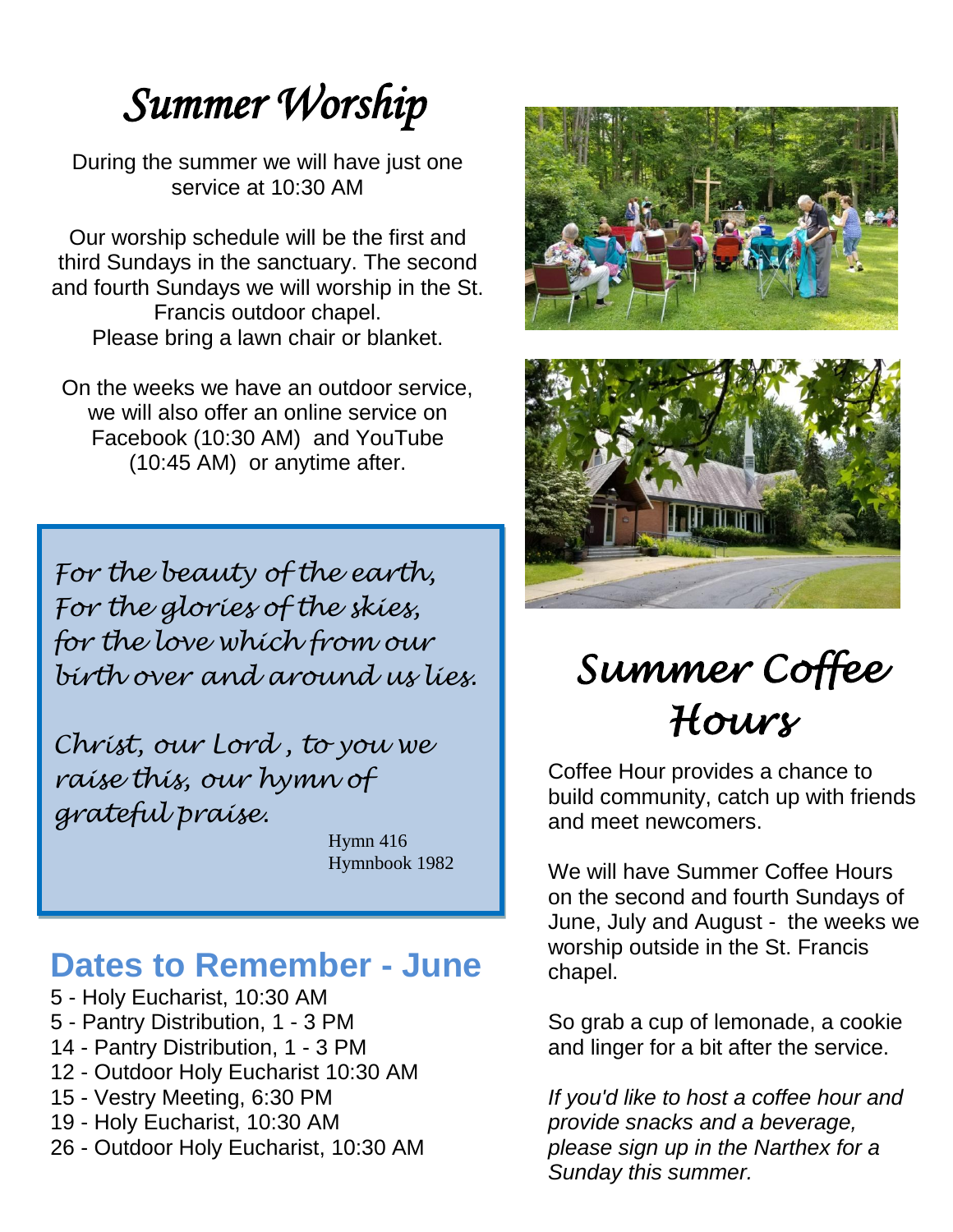# *Summer Worship*

During the summer we will have just one service at 10:30 AM

Our worship schedule will be the first and third Sundays in the sanctuary. The second and fourth Sundays we will worship in the St. Francis outdoor chapel. Please bring a lawn chair or blanket.

On the weeks we have an outdoor service, we will also offer an online service on Facebook (10:30 AM) and YouTube (10:45 AM) or anytime after.

> *For the beauty of the earth,*
> *For the glories of the skies,*
> *for the love which from our*
> *birth over and around us lies.*
>
> *Christ, our Lord , to you we*
> *raise this, our hymn of*
> *grateful praise.*
>
> Hymn 416
> Hymnbook 1982

## Dates to Remember - June

- 5 - Holy Eucharist, 10:30 AM
- 5 - Pantry Distribution, 1 - 3 PM
- 14 - Pantry Distribution, 1 - 3 PM
- 12 - Outdoor Holy Eucharist 10:30 AM
- 15 - Vestry Meeting, 6:30 PM
- 19 - Holy Eucharist, 10:30 AM
- 26 - Outdoor Holy Eucharist, 10:30 AM

# *Summer Coffee Hours*

Coffee Hour provides a chance to build community, catch up with friends and meet newcomers.

We will have Summer Coffee Hours on the second and fourth Sundays of June, July and August - the weeks we worship outside in the St. Francis chapel.

So grab a cup of lemonade, a cookie and linger for a bit after the service.

*If you'd like to host a coffee hour and provide snacks and a beverage, please sign up in the Narthex for a Sunday this summer.*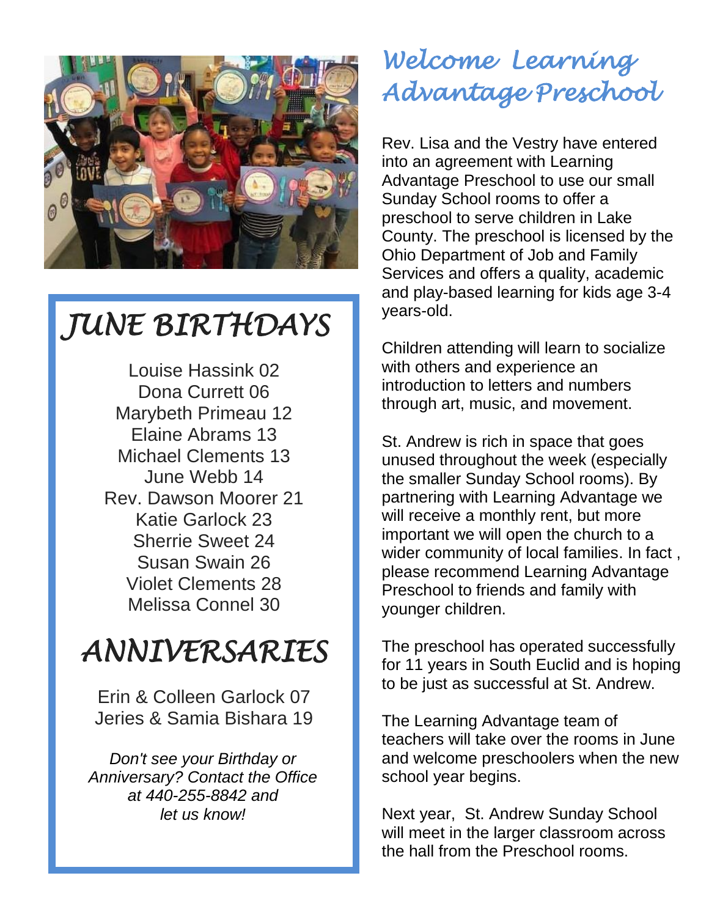# JUNE BIRTHDAYS

Louise Hassink 02
Dona Currett 06
Marybeth Primeau 12
Elaine Abrams 13
Michael Clements 13
June Webb 14
Rev. Dawson Moorer 21
Katie Garlock 23
Sherrie Sweet 24
Susan Swain 26
Violet Clements 28
Melissa Connel 30

# ANNIVERSARIES

Erin & Colleen Garlock 07
Jeries & Samia Bishara 19

*Don't see your Birthday or Anniversary? Contact the Office at 440-255-8842 and let us know!*

# Welcome Learning Advantage Preschool

Rev. Lisa and the Vestry have entered into an agreement with Learning Advantage Preschool to use our small Sunday School rooms to offer a preschool to serve children in Lake County. The preschool is licensed by the Ohio Department of Job and Family Services and offers a quality, academic and play-based learning for kids age 3-4 years-old.

Children attending will learn to socialize with others and experience an introduction to letters and numbers through art, music, and movement.

St. Andrew is rich in space that goes unused throughout the week (especially the smaller Sunday School rooms). By partnering with Learning Advantage we will receive a monthly rent, but more important we will open the church to a wider community of local families. In fact , please recommend Learning Advantage Preschool to friends and family with younger children.

The preschool has operated successfully for 11 years in South Euclid and is hoping to be just as successful at St. Andrew.

The Learning Advantage team of teachers will take over the rooms in June and welcome preschoolers when the new school year begins.

Next year, St. Andrew Sunday School will meet in the larger classroom across the hall from the Preschool rooms.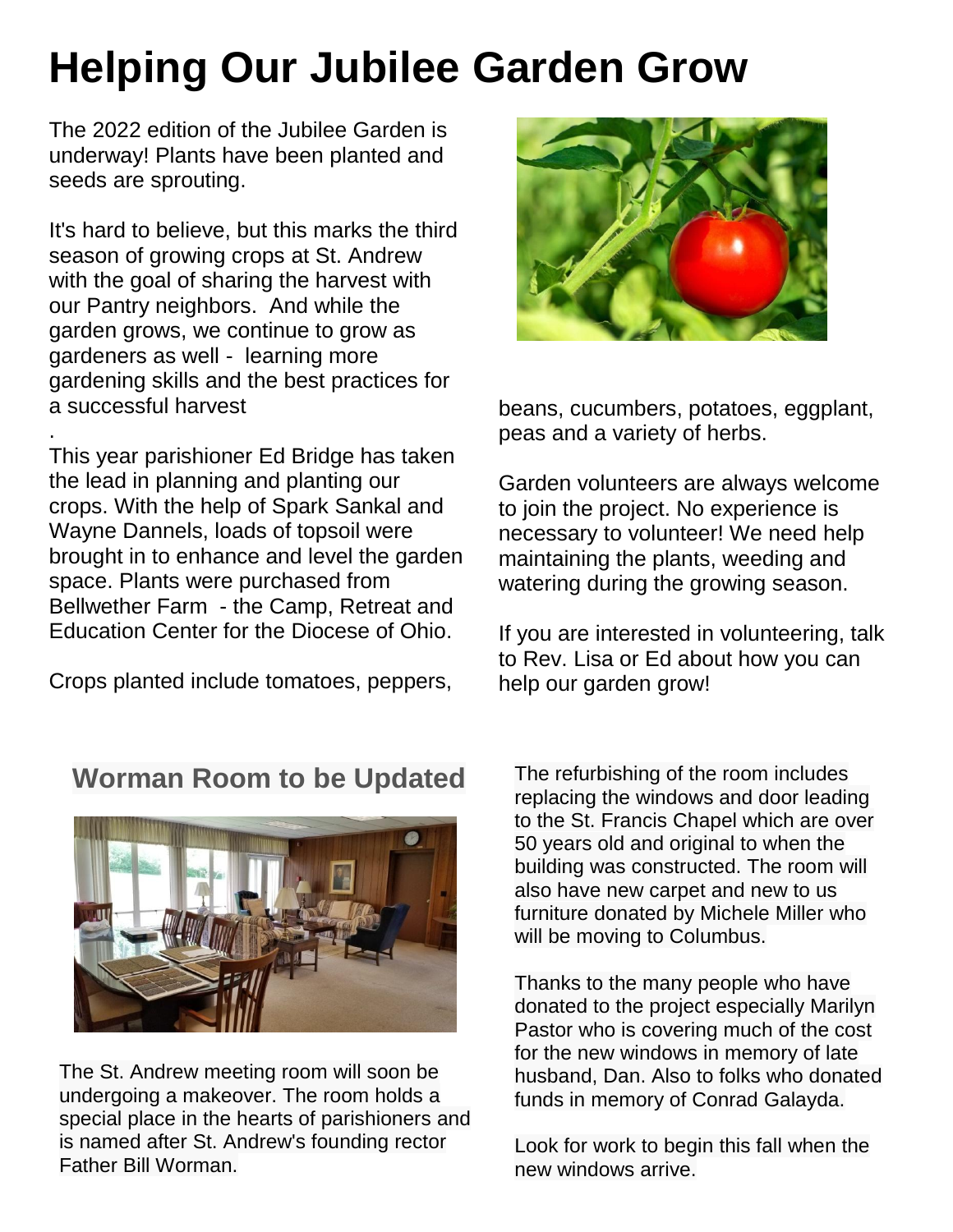# Helping Our Jubilee Garden Grow

The 2022 edition of the Jubilee Garden is underway! Plants have been planted and seeds are sprouting.

It's hard to believe, but this marks the third season of growing crops at St. Andrew with the goal of sharing the harvest with our Pantry neighbors. And while the garden grows, we continue to grow as gardeners as well - learning more gardening skills and the best practices for a successful harvest

.

This year parishioner Ed Bridge has taken the lead in planning and planting our crops. With the help of Spark Sankal and Wayne Dannels, loads of topsoil were brought in to enhance and level the garden space. Plants were purchased from Bellwether Farm - the Camp, Retreat and Education Center for the Diocese of Ohio.

Crops planted include tomatoes, peppers, beans, cucumbers, potatoes, eggplant, peas and a variety of herbs.

Garden volunteers are always welcome to join the project. No experience is necessary to volunteer! We need help maintaining the plants, weeding and watering during the growing season.

If you are interested in volunteering, talk to Rev. Lisa or Ed about how you can help our garden grow!

## Worman Room to be Updated

The St. Andrew meeting room will soon be undergoing a makeover. The room holds a special place in the hearts of parishioners and is named after St. Andrew's founding rector Father Bill Worman.

The refurbishing of the room includes replacing the windows and door leading to the St. Francis Chapel which are over 50 years old and original to when the building was constructed. The room will also have new carpet and new to us furniture donated by Michele Miller who will be moving to Columbus.

Thanks to the many people who have donated to the project especially Marilyn Pastor who is covering much of the cost for the new windows in memory of late husband, Dan. Also to folks who donated funds in memory of Conrad Galayda.

Look for work to begin this fall when the new windows arrive.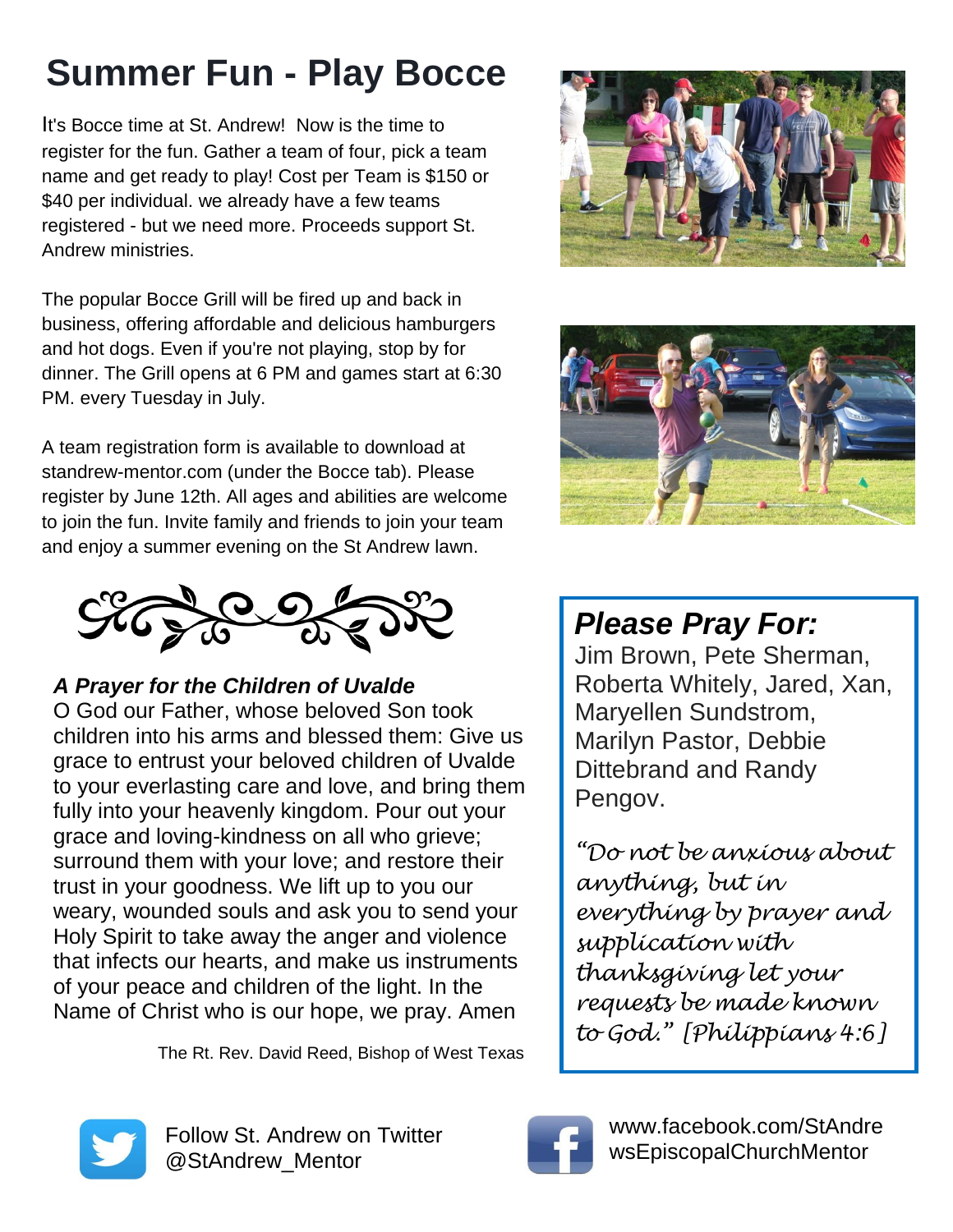# Summer Fun - Play Bocce

It's Bocce time at St. Andrew! Now is the time to register for the fun. Gather a team of four, pick a team name and get ready to play! Cost per Team is $150 or $40 per individual. we already have a few teams registered - but we need more. Proceeds support St. Andrew ministries.

The popular Bocce Grill will be fired up and back in business, offering affordable and delicious hamburgers and hot dogs. Even if you're not playing, stop by for dinner. The Grill opens at 6 PM and games start at 6:30 PM. every Tuesday in July.

A team registration form is available to download at standrew-mentor.com (under the Bocce tab). Please register by June 12th. All ages and abilities are welcome to join the fun. Invite family and friends to join your team and enjoy a summer evening on the St Andrew lawn.

***A Prayer for the Children of Uvalde***

O God our Father, whose beloved Son took children into his arms and blessed them: Give us grace to entrust your beloved children of Uvalde to your everlasting care and love, and bring them fully into your heavenly kingdom. Pour out your grace and loving-kindness on all who grieve; surround them with your love; and restore their trust in your goodness. We lift up to you our weary, wounded souls and ask you to send your Holy Spirit to take away the anger and violence that infects our hearts, and make us instruments of your peace and children of the light. In the Name of Christ who is our hope, we pray. Amen

The Rt. Rev. David Reed, Bishop of West Texas

## *Please Pray For:*

Jim Brown, Pete Sherman, Roberta Whitely, Jared, Xan, Maryellen Sundstrom, Marilyn Pastor, Debbie Dittebrand and Randy Pengov.

*"Do not be anxious about anything, but in everything by prayer and supplication with thanksgiving let your requests be made known to God." [Philippians 4:6]*

Follow St. Andrew on Twitter @StAndrew_Mentor

www.facebook.com/StAndrewsEpiscopalChurchMentor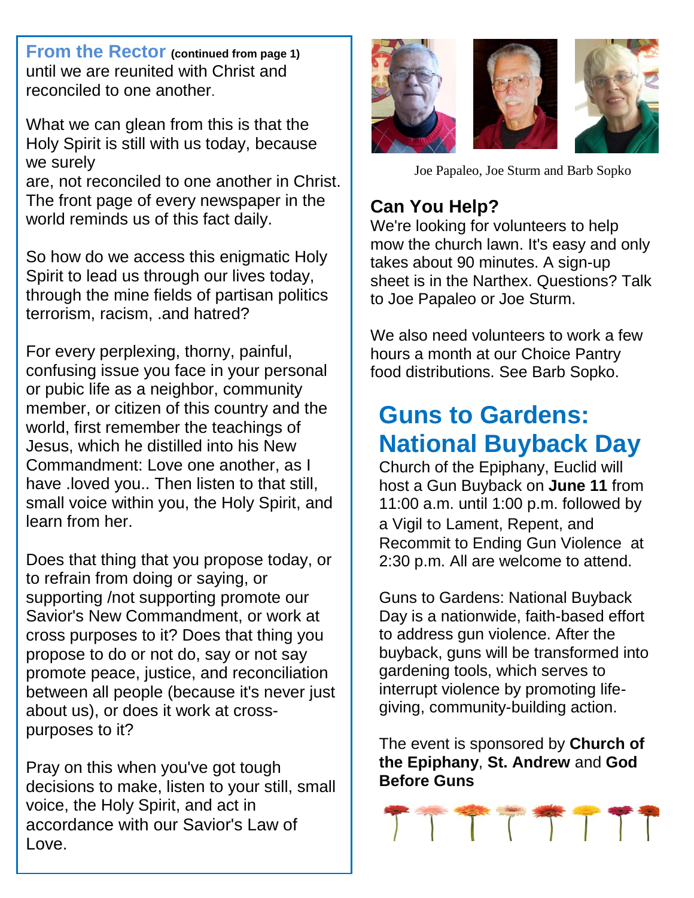## From the Rector (continued from page 1)

until we are reunited with Christ and reconciled to one another.

What we can glean from this is that the Holy Spirit is still with us today, because we surely are, not reconciled to one another in Christ. The front page of every newspaper in the world reminds us of this fact daily.

So how do we access this enigmatic Holy Spirit to lead us through our lives today, through the mine fields of partisan politics terrorism, racism, .and hatred?

For every perplexing, thorny, painful, confusing issue you face in your personal or pubic life as a neighbor, community member, or citizen of this country and the world, first remember the teachings of Jesus, which he distilled into his New Commandment: Love one another, as I have .loved you.. Then listen to that still, small voice within you, the Holy Spirit, and learn from her.

Does that thing that you propose today, or to refrain from doing or saying, or supporting /not supporting promote our Savior's New Commandment, or work at cross purposes to it? Does that thing you propose to do or not do, say or not say promote peace, justice, and reconciliation between all people (because it's never just about us), or does it work at cross-purposes to it?

Pray on this when you've got tough decisions to make, listen to your still, small voice, the Holy Spirit, and act in accordance with our Savior's Law of Love.

Joe Papaleo, Joe Sturm and Barb Sopko

## Can You Help?

We're looking for volunteers to help mow the church lawn. It's easy and only takes about 90 minutes. A sign-up sheet is in the Narthex. Questions? Talk to Joe Papaleo or Joe Sturm.

We also need volunteers to work a few hours a month at our Choice Pantry food distributions. See Barb Sopko.

# Guns to Gardens: National Buyback Day

Church of the Epiphany, Euclid will host a Gun Buyback on **June 11** from 11:00 a.m. until 1:00 p.m. followed by a Vigil to Lament, Repent, and Recommit to Ending Gun Violence at 2:30 p.m. All are welcome to attend.

Guns to Gardens: National Buyback Day is a nationwide, faith-based effort to address gun violence. After the buyback, guns will be transformed into gardening tools, which serves to interrupt violence by promoting life-giving, community-building action.

The event is sponsored by **Church of the Epiphany**, **St. Andrew** and **God Before Guns**